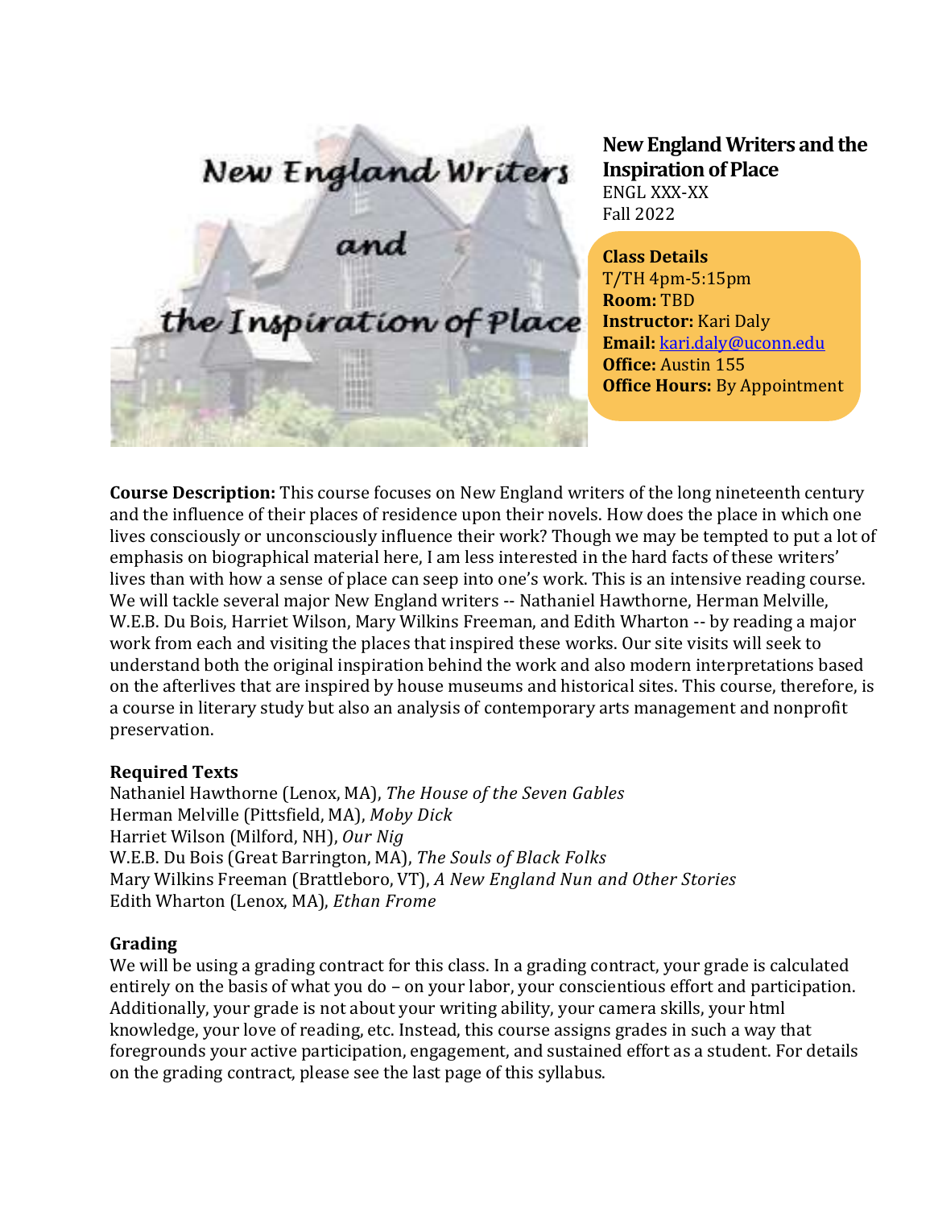# New England Writers and the Inspiration of Place

ENGL XXX-XX
Fall 2022

**Class Details**
T/TH 4pm-5:15pm
**Room:** TBD
**Instructor:** Kari Daly
**Email:** kari.daly@uconn.edu
**Office:** Austin 155
**Office Hours:** By Appointment

**Course Description:** This course focuses on New England writers of the long nineteenth century and the influence of their places of residence upon their novels. How does the place in which one lives consciously or unconsciously influence their work? Though we may be tempted to put a lot of emphasis on biographical material here, I am less interested in the hard facts of these writers' lives than with how a sense of place can seep into one's work. This is an intensive reading course. We will tackle several major New England writers -- Nathaniel Hawthorne, Herman Melville, W.E.B. Du Bois, Harriet Wilson, Mary Wilkins Freeman, and Edith Wharton -- by reading a major work from each and visiting the places that inspired these works. Our site visits will seek to understand both the original inspiration behind the work and also modern interpretations based on the afterlives that are inspired by house museums and historical sites. This course, therefore, is a course in literary study but also an analysis of contemporary arts management and nonprofit preservation.

### Required Texts

Nathaniel Hawthorne (Lenox, MA), *The House of the Seven Gables*
Herman Melville (Pittsfield, MA), *Moby Dick*
Harriet Wilson (Milford, NH), *Our Nig*
W.E.B. Du Bois (Great Barrington, MA), *The Souls of Black Folks*
Mary Wilkins Freeman (Brattleboro, VT), *A New England Nun and Other Stories*
Edith Wharton (Lenox, MA), *Ethan Frome*

### Grading

We will be using a grading contract for this class. In a grading contract, your grade is calculated entirely on the basis of what you do – on your labor, your conscientious effort and participation. Additionally, your grade is not about your writing ability, your camera skills, your html knowledge, your love of reading, etc. Instead, this course assigns grades in such a way that foregrounds your active participation, engagement, and sustained effort as a student. For details on the grading contract, please see the last page of this syllabus.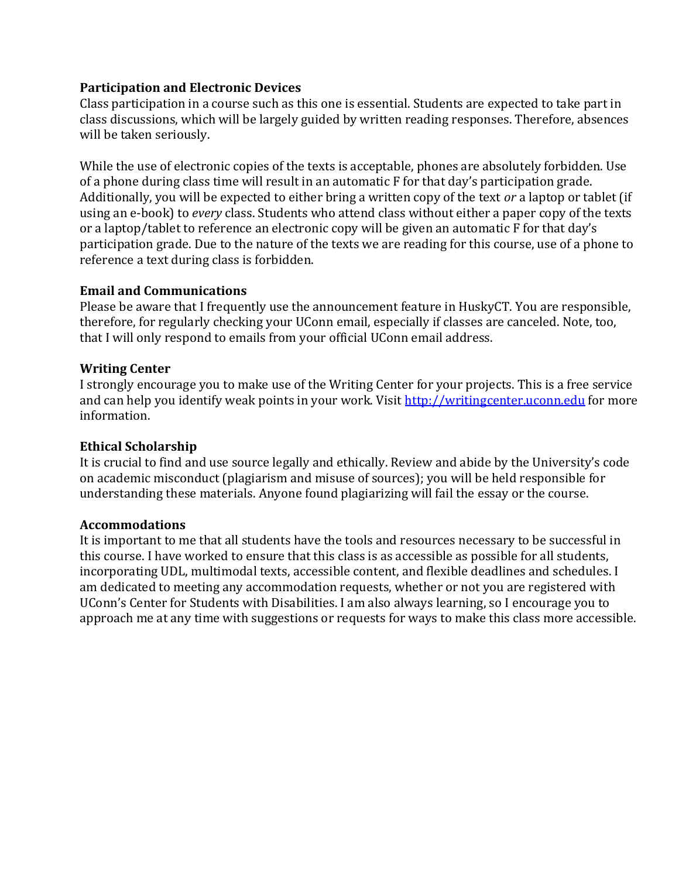**Participation and Electronic Devices**
Class participation in a course such as this one is essential. Students are expected to take part in class discussions, which will be largely guided by written reading responses. Therefore, absences will be taken seriously.

While the use of electronic copies of the texts is acceptable, phones are absolutely forbidden. Use of a phone during class time will result in an automatic F for that day's participation grade. Additionally, you will be expected to either bring a written copy of the text *or* a laptop or tablet (if using an e-book) to *every* class. Students who attend class without either a paper copy of the texts or a laptop/tablet to reference an electronic copy will be given an automatic F for that day's participation grade. Due to the nature of the texts we are reading for this course, use of a phone to reference a text during class is forbidden.

**Email and Communications**
Please be aware that I frequently use the announcement feature in HuskyCT. You are responsible, therefore, for regularly checking your UConn email, especially if classes are canceled. Note, too, that I will only respond to emails from your official UConn email address.

**Writing Center**
I strongly encourage you to make use of the Writing Center for your projects. This is a free service and can help you identify weak points in your work. Visit [http://writingcenter.uconn.edu](http://writingcenter.uconn.edu) for more information.

**Ethical Scholarship**
It is crucial to find and use source legally and ethically. Review and abide by the University's code on academic misconduct (plagiarism and misuse of sources); you will be held responsible for understanding these materials. Anyone found plagiarizing will fail the essay or the course.

**Accommodations**
It is important to me that all students have the tools and resources necessary to be successful in this course. I have worked to ensure that this class is as accessible as possible for all students, incorporating UDL, multimodal texts, accessible content, and flexible deadlines and schedules. I am dedicated to meeting any accommodation requests, whether or not you are registered with UConn's Center for Students with Disabilities. I am also always learning, so I encourage you to approach me at any time with suggestions or requests for ways to make this class more accessible.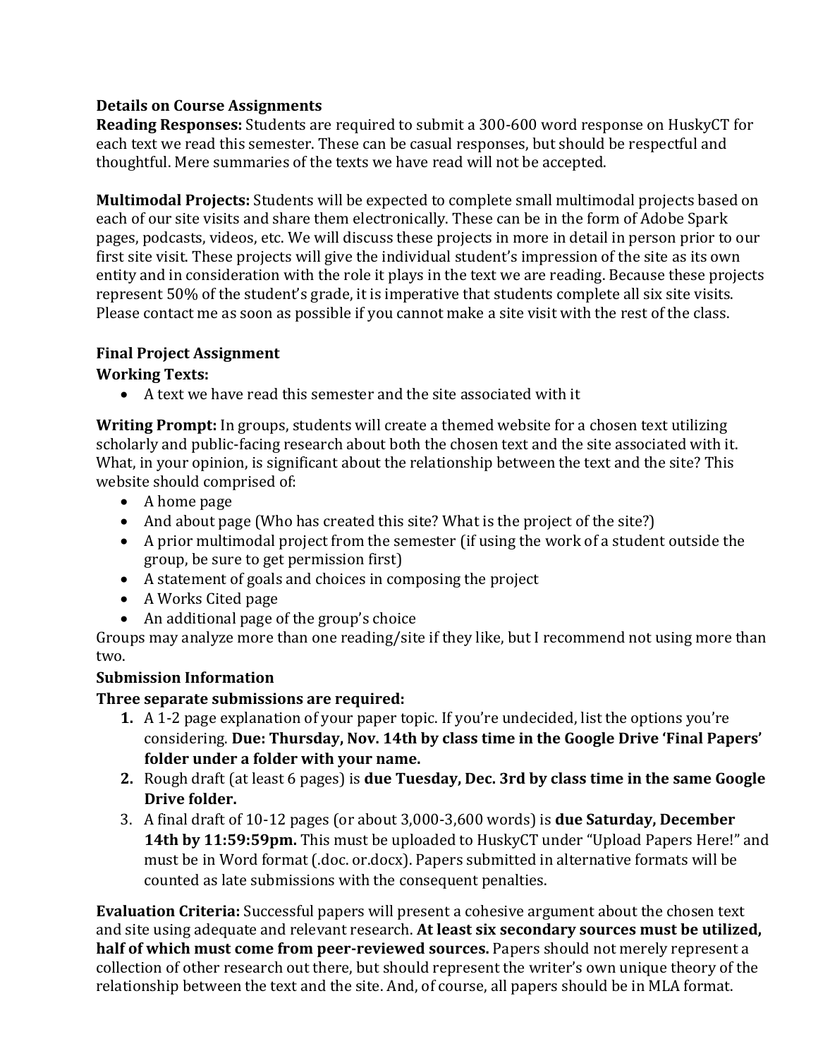**Details on Course Assignments**

**Reading Responses:** Students are required to submit a 300-600 word response on HuskyCT for each text we read this semester. These can be casual responses, but should be respectful and thoughtful. Mere summaries of the texts we have read will not be accepted.

**Multimodal Projects:** Students will be expected to complete small multimodal projects based on each of our site visits and share them electronically. These can be in the form of Adobe Spark pages, podcasts, videos, etc. We will discuss these projects in more in detail in person prior to our first site visit. These projects will give the individual student's impression of the site as its own entity and in consideration with the role it plays in the text we are reading. Because these projects represent 50% of the student's grade, it is imperative that students complete all six site visits. Please contact me as soon as possible if you cannot make a site visit with the rest of the class.

**Final Project Assignment**

**Working Texts:**

- A text we have read this semester and the site associated with it

**Writing Prompt:** In groups, students will create a themed website for a chosen text utilizing scholarly and public-facing research about both the chosen text and the site associated with it. What, in your opinion, is significant about the relationship between the text and the site? This website should comprised of:

- A home page
- And about page (Who has created this site? What is the project of the site?)
- A prior multimodal project from the semester (if using the work of a student outside the group, be sure to get permission first)
- A statement of goals and choices in composing the project
- A Works Cited page
- An additional page of the group's choice

Groups may analyze more than one reading/site if they like, but I recommend not using more than two.

**Submission Information**

**Three separate submissions are required:**

1. A 1-2 page explanation of your paper topic. If you're undecided, list the options you're considering. **Due: Thursday, Nov. 14th by class time in the Google Drive 'Final Papers' folder under a folder with your name.**
2. Rough draft (at least 6 pages) is **due Tuesday, Dec. 3rd by class time in the same Google Drive folder.**
3. A final draft of 10-12 pages (or about 3,000-3,600 words) is **due Saturday, December 14th by 11:59:59pm.** This must be uploaded to HuskyCT under "Upload Papers Here!" and must be in Word format (.doc. or.docx). Papers submitted in alternative formats will be counted as late submissions with the consequent penalties.

**Evaluation Criteria:** Successful papers will present a cohesive argument about the chosen text and site using adequate and relevant research. **At least six secondary sources must be utilized, half of which must come from peer-reviewed sources.** Papers should not merely represent a collection of other research out there, but should represent the writer's own unique theory of the relationship between the text and the site. And, of course, all papers should be in MLA format.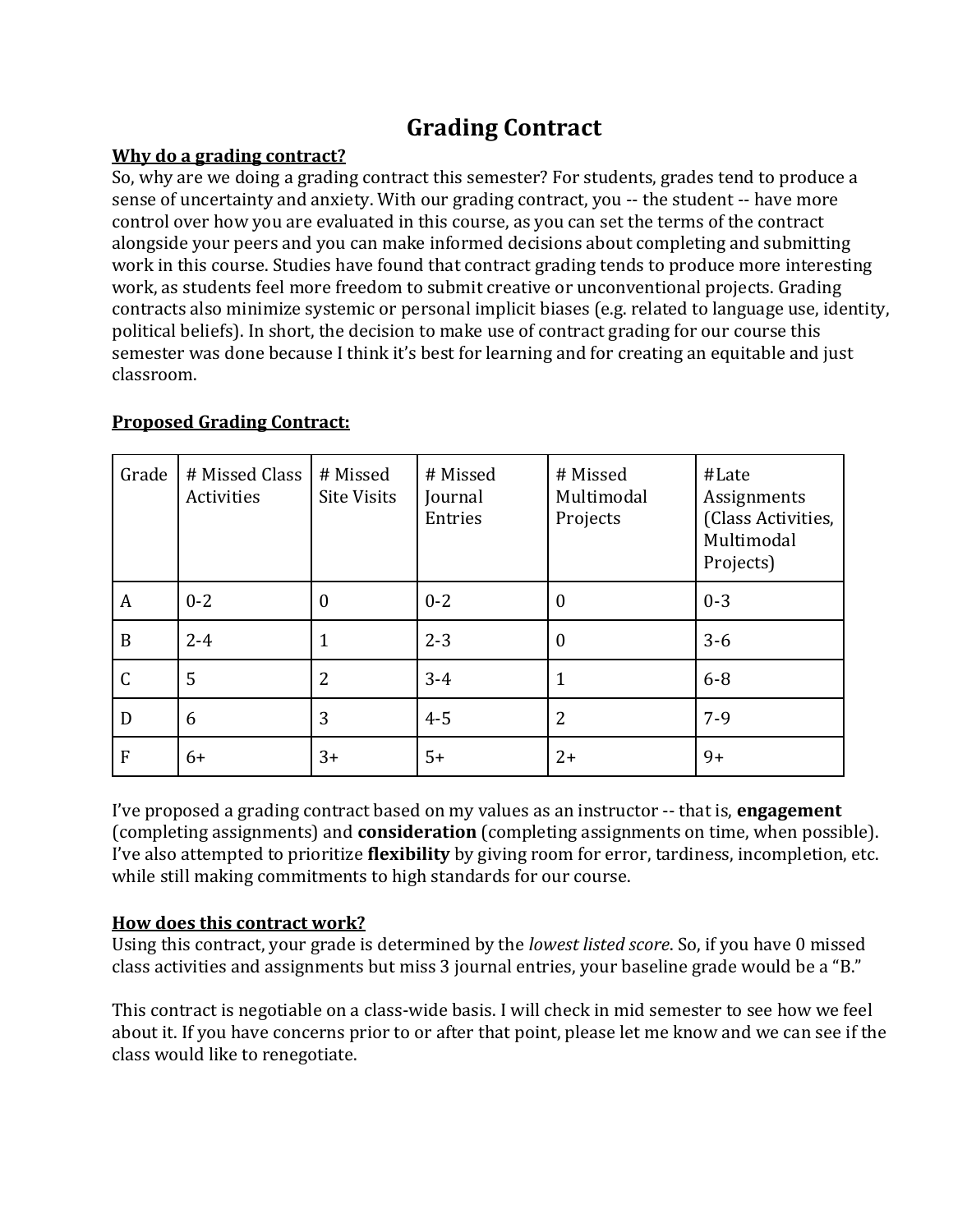# Grading Contract

**Why do a grading contract?**

So, why are we doing a grading contract this semester? For students, grades tend to produce a sense of uncertainty and anxiety. With our grading contract, you -- the student -- have more control over how you are evaluated in this course, as you can set the terms of the contract alongside your peers and you can make informed decisions about completing and submitting work in this course. Studies have found that contract grading tends to produce more interesting work, as students feel more freedom to submit creative or unconventional projects. Grading contracts also minimize systemic or personal implicit biases (e.g. related to language use, identity, political beliefs). In short, the decision to make use of contract grading for our course this semester was done because I think it's best for learning and for creating an equitable and just classroom.

**Proposed Grading Contract:**

| Grade | # Missed Class Activities | # Missed Site Visits | # Missed Journal Entries | # Missed Multimodal Projects | #Late Assignments (Class Activities, Multimodal Projects) |
|---|---|---|---|---|---|
| A | 0-2 | 0 | 0-2 | 0 | 0-3 |
| B | 2-4 | 1 | 2-3 | 0 | 3-6 |
| C | 5 | 2 | 3-4 | 1 | 6-8 |
| D | 6 | 3 | 4-5 | 2 | 7-9 |
| F | 6+ | 3+ | 5+ | 2+ | 9+ |

I've proposed a grading contract based on my values as an instructor -- that is, **engagement** (completing assignments) and **consideration** (completing assignments on time, when possible). I've also attempted to prioritize **flexibility** by giving room for error, tardiness, incompletion, etc. while still making commitments to high standards for our course.

**How does this contract work?**

Using this contract, your grade is determined by the *lowest listed score*. So, if you have 0 missed class activities and assignments but miss 3 journal entries, your baseline grade would be a "B."

This contract is negotiable on a class-wide basis. I will check in mid semester to see how we feel about it. If you have concerns prior to or after that point, please let me know and we can see if the class would like to renegotiate.